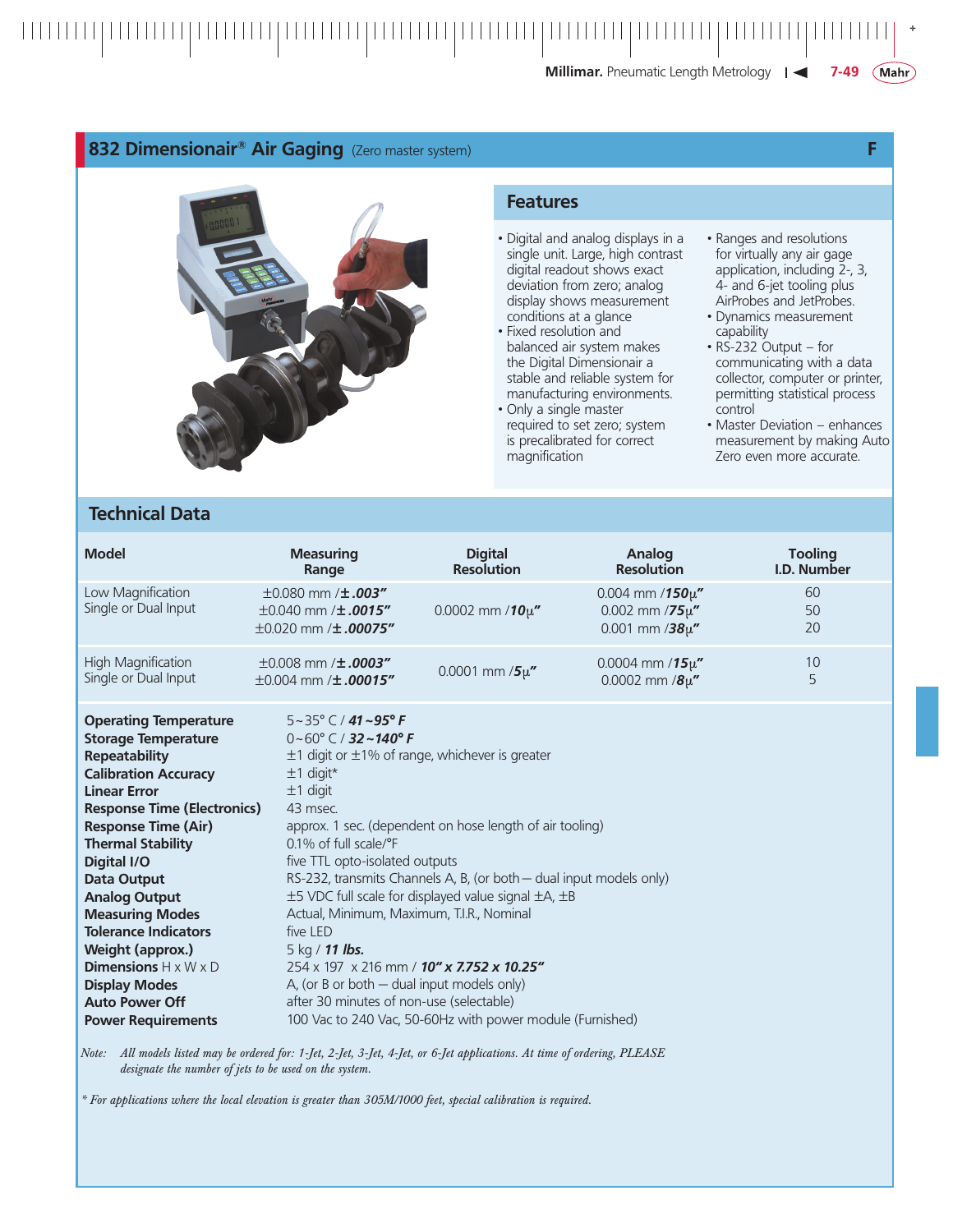## 832 Dimensionair® Air Gaging (Zero master system)

F

### Features

- Digital and analog displays in a single unit. Large, high contrast digital readout shows exact deviation from zero; analog display shows measurement conditions at a glance
- Fixed resolution and balanced air system makes the Digital Dimensionair a stable and reliable system for manufacturing environments.
- Only a single master required to set zero; system is precalibrated for correct magnification
- Ranges and resolutions for virtually any air gage application, including 2-, 3, 4- and 6-jet tooling plus AirProbes and JetProbes.
- Dynamics measurement capability
- RS-232 Output – for communicating with a data collector, computer or printer, permitting statistical process control
- Master Deviation – enhances measurement by making Auto Zero even more accurate.

### Technical Data

| Model | Measuring Range | Digital Resolution | Analog Resolution | Tooling I.D. Number |
|---|---|---|---|---|
| Low Magnification Single or Dual Input | ±0.080 mm /**±.003"** | 0.0002 mm /**10μ"** | 0.004 mm /**150μ"** | 60 |
| | ±0.040 mm /**±.0015"** | | 0.002 mm /**75μ"** | 50 |
| | ±0.020 mm /**±.00075"** | | 0.001 mm /**38μ"** | 20 |
| High Magnification Single or Dual Input | ±0.008 mm /**±.0003"** | 0.0001 mm /**5μ"** | 0.0004 mm /**15μ"** | 10 |
| | ±0.004 mm /**±.00015"** | | 0.0002 mm /**8μ"** | 5 |

| | |
|---|---|
| **Operating Temperature** | 5~35° C / ***41~95° F*** |
| **Storage Temperature** | 0~60° C / ***32~140° F*** |
| **Repeatability** | ±1 digit or ±1% of range, whichever is greater |
| **Calibration Accuracy** | ±1 digit* |
| **Linear Error** | ±1 digit |
| **Response Time (Electronics)** | 43 msec. |
| **Response Time (Air)** | approx. 1 sec. (dependent on hose length of air tooling) |
| **Thermal Stability** | 0.1% of full scale/°F |
| **Digital I/O** | five TTL opto-isolated outputs |
| **Data Output** | RS-232, transmits Channels A, B, (or both – dual input models only) |
| **Analog Output** | ±5 VDC full scale for displayed value signal ±A, ±B |
| **Measuring Modes** | Actual, Minimum, Maximum, T.I.R., Nominal |
| **Tolerance Indicators** | five LED |
| **Weight (approx.)** | 5 kg / ***11 lbs.*** |
| **Dimensions** H x W x D | 254 x 197 x 216 mm / ***10" x 7.752 x 10.25"*** |
| **Display Modes** | A, (or B or both – dual input models only) |
| **Auto Power Off** | after 30 minutes of non-use (selectable) |
| **Power Requirements** | 100 Vac to 240 Vac, 50-60Hz with power module (Furnished) |

*Note: All models listed may be ordered for: 1-Jet, 2-Jet, 3-Jet, 4-Jet, or 6-Jet applications. At time of ordering, PLEASE designate the number of jets to be used on the system.*

*\* For applications where the local elevation is greater than 305M/1000 feet, special calibration is required.*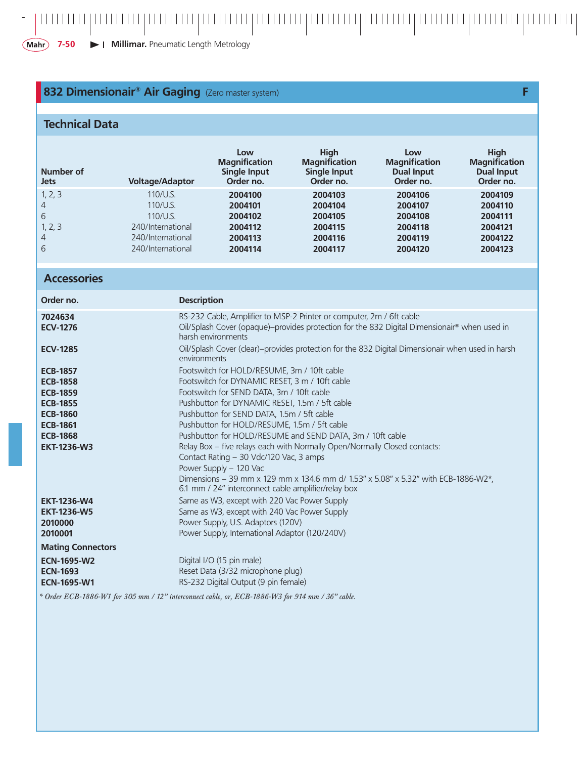## 832 Dimensionair® Air Gaging (Zero master system)

F

### Technical Data

| Number of Jets | Voltage/Adaptor | Low Magnification Single Input Order no. | High Magnification Single Input Order no. | Low Magnification Dual Input Order no. | High Magnification Dual Input Order no. |
|---|---|---|---|---|---|
| 1, 2, 3 | 110/U.S. | **2004100** | **2004103** | **2004106** | **2004109** |
| 4 | 110/U.S. | **2004101** | **2004104** | **2004107** | **2004110** |
| 6 | 110/U.S. | **2004102** | **2004105** | **2004108** | **2004111** |
| 1, 2, 3 | 240/International | **2004112** | **2004115** | **2004118** | **2004121** |
| 4 | 240/International | **2004113** | **2004116** | **2004119** | **2004122** |
| 6 | 240/International | **2004114** | **2004117** | **2004120** | **2004123** |

### Accessories

| Order no. | Description |
|---|---|
| **7024634** | RS-232 Cable, Amplifier to MSP-2 Printer or computer, 2m / 6ft cable |
| **ECV-1276** | Oil/Splash Cover (opaque)–provides protection for the 832 Digital Dimensionair® when used in harsh environments |
| **ECV-1285** | Oil/Splash Cover (clear)–provides protection for the 832 Digital Dimensionair when used in harsh environments |
| **ECB-1857** | Footswitch for HOLD/RESUME, 3m / 10ft cable |
| **ECB-1858** | Footswitch for DYNAMIC RESET, 3 m / 10ft cable |
| **ECB-1859** | Footswitch for SEND DATA, 3m / 10ft cable |
| **ECB-1855** | Pushbutton for DYNAMIC RESET, 1.5m / 5ft cable |
| **ECB-1860** | Pushbutton for SEND DATA, 1.5m / 5ft cable |
| **ECB-1861** | Pushbutton for HOLD/RESUME, 1.5m / 5ft cable |
| **ECB-1868** | Pushbutton for HOLD/RESUME and SEND DATA, 3m / 10ft cable |
| **EKT-1236-W3** | Relay Box – five relays each with Normally Open/Normally Closed contacts:<br>Contact Rating – 30 Vdc/120 Vac, 3 amps<br>Power Supply – 120 Vac<br>Dimensions – 39 mm x 129 mm x 134.6 mm d/ 1.53" x 5.08" x 5.32" with ECB-1886-W2*, 6.1 mm / 24" interconnect cable amplifier/relay box |
| **EKT-1236-W4** | Same as W3, except with 220 Vac Power Supply |
| **EKT-1236-W5** | Same as W3, except with 240 Vac Power Supply |
| **2010000** | Power Supply, U.S. Adaptors (120V) |
| **2010001** | Power Supply, International Adaptor (120/240V) |
| **Mating Connectors** | |
| **ECN-1695-W2** | Digital I/O (15 pin male) |
| **ECN-1693** | Reset Data (3/32 microphone plug) |
| **ECN-1695-W1** | RS-232 Digital Output (9 pin female) |

*\* Order ECB-1886-W1 for 305 mm / 12" interconnect cable, or, ECB-1886-W3 for 914 mm / 36" cable.*